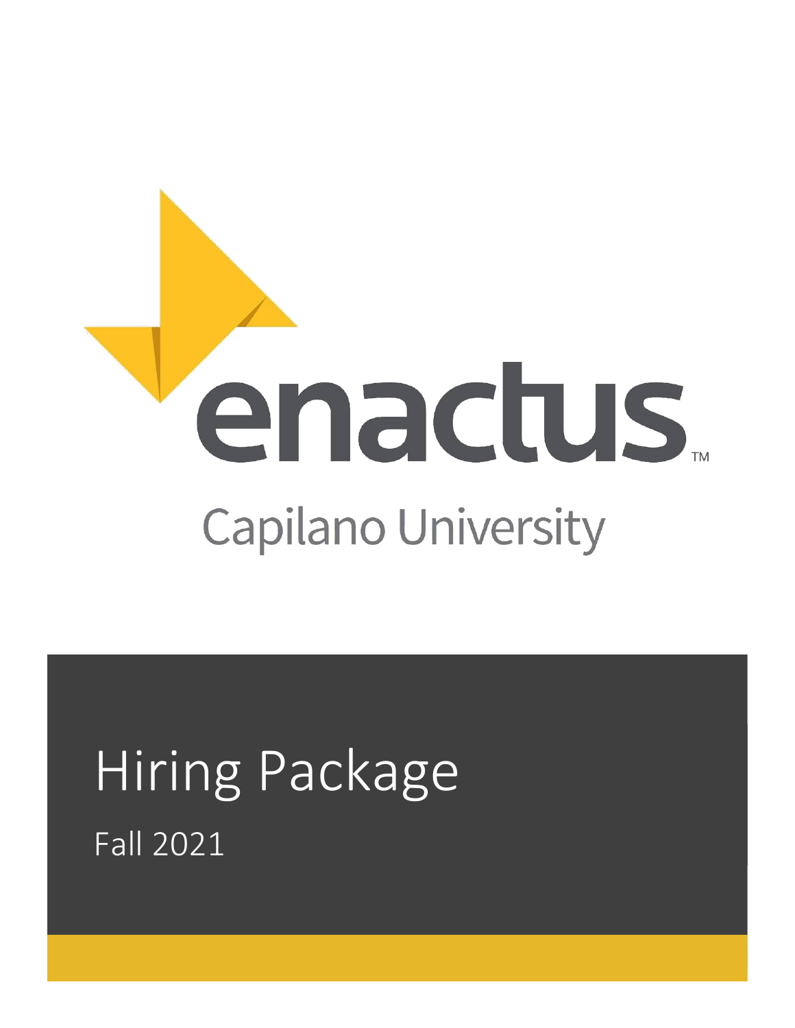enactus™

Capilano University

# Hiring Package

Fall 2021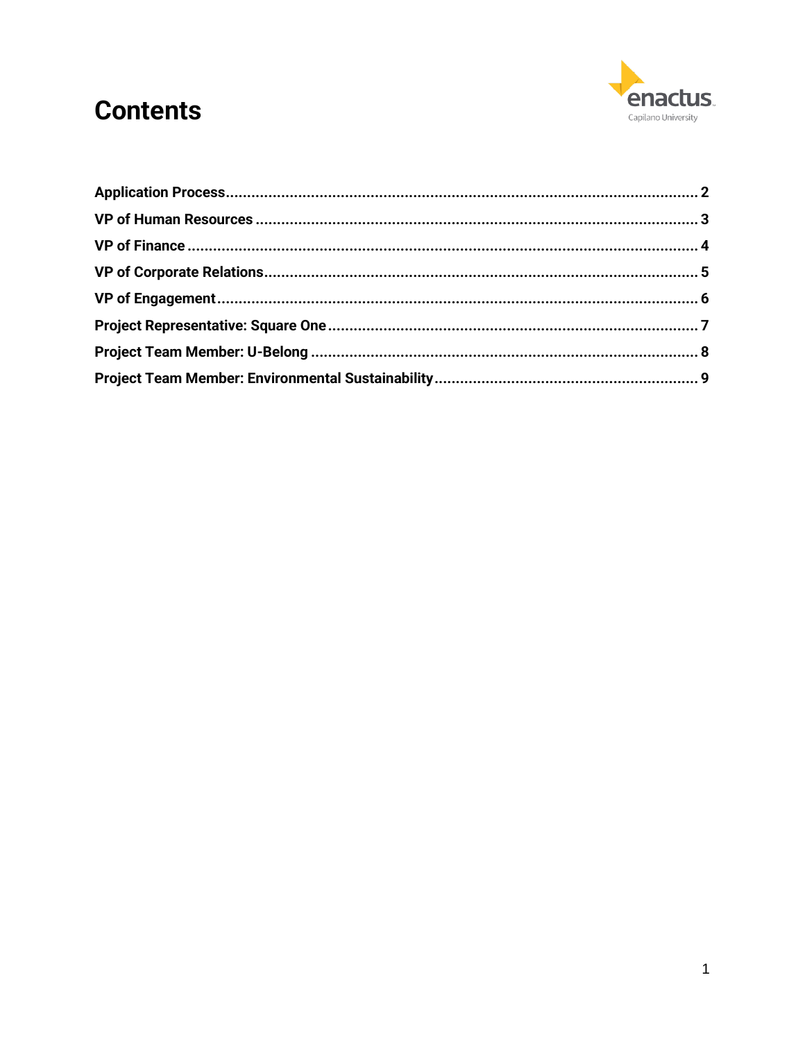# Contents

Application Process .......... 2
VP of Human Resources .......... 3
VP of Finance .......... 4
VP of Corporate Relations .......... 5
VP of Engagement .......... 6
Project Representative: Square One .......... 7
Project Team Member: U-Belong .......... 8
Project Team Member: Environmental Sustainability .......... 9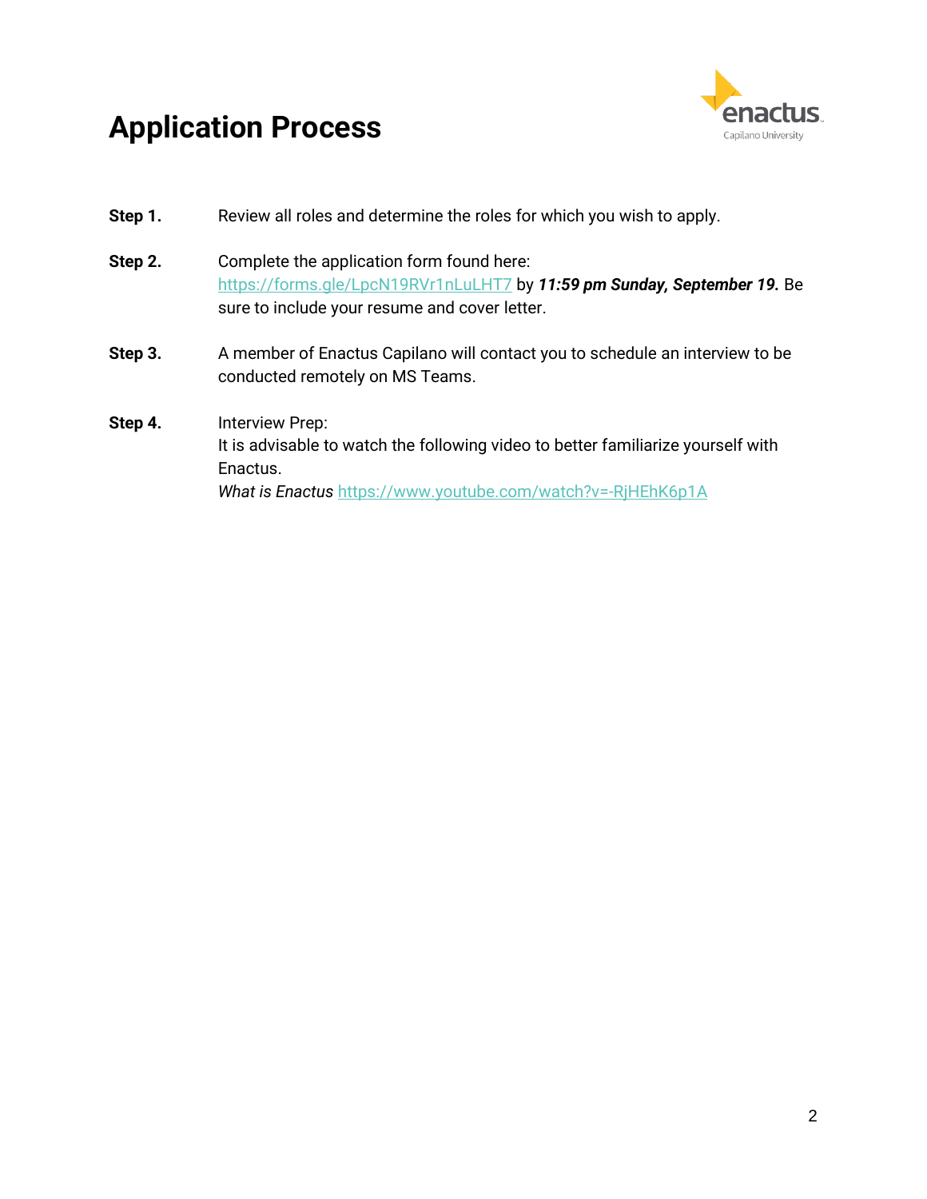# Application Process

**Step 1.** Review all roles and determine the roles for which you wish to apply.

**Step 2.** Complete the application form found here: https://forms.gle/LpcN19RVr1nLuLHT7 by ***11:59 pm Sunday, September 19.*** Be sure to include your resume and cover letter.

**Step 3.** A member of Enactus Capilano will contact you to schedule an interview to be conducted remotely on MS Teams.

**Step 4.** Interview Prep:
It is advisable to watch the following video to better familiarize yourself with Enactus.
*What is Enactus* https://www.youtube.com/watch?v=-RjHEhK6p1A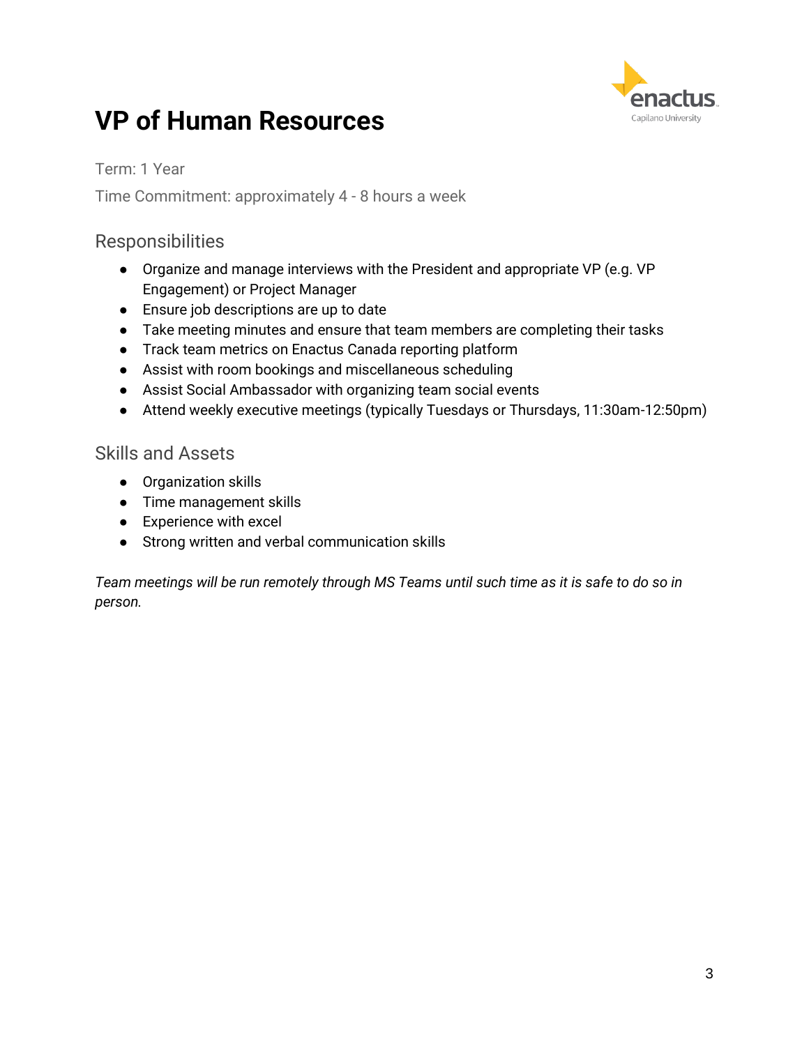# VP of Human Resources

Term: 1 Year

Time Commitment: approximately 4 - 8 hours a week

## Responsibilities

- Organize and manage interviews with the President and appropriate VP (e.g. VP Engagement) or Project Manager
- Ensure job descriptions are up to date
- Take meeting minutes and ensure that team members are completing their tasks
- Track team metrics on Enactus Canada reporting platform
- Assist with room bookings and miscellaneous scheduling
- Assist Social Ambassador with organizing team social events
- Attend weekly executive meetings (typically Tuesdays or Thursdays, 11:30am-12:50pm)

## Skills and Assets

- Organization skills
- Time management skills
- Experience with excel
- Strong written and verbal communication skills

*Team meetings will be run remotely through MS Teams until such time as it is safe to do so in person.*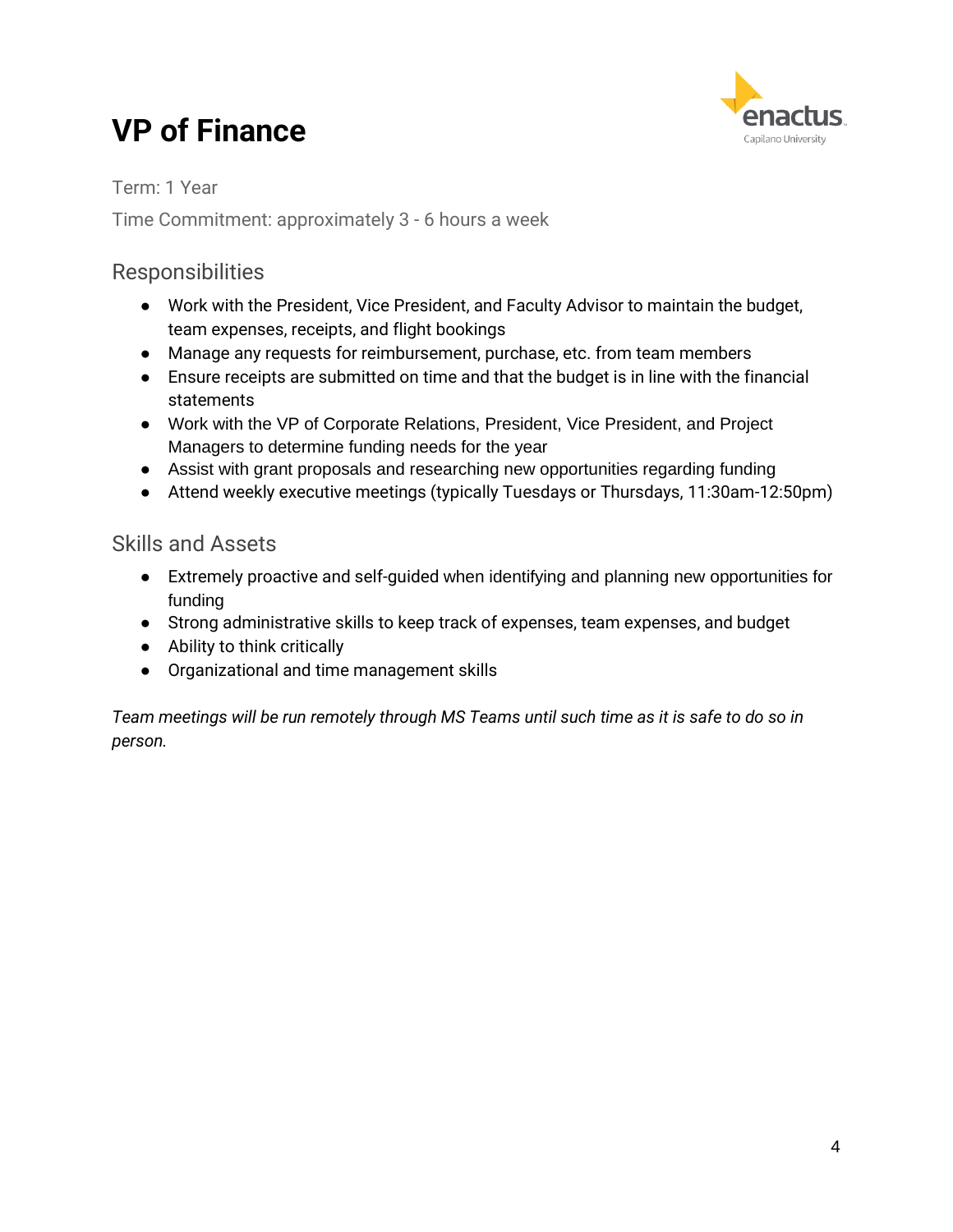# VP of Finance

Term: 1 Year

Time Commitment: approximately 3 - 6 hours a week

## Responsibilities

- Work with the President, Vice President, and Faculty Advisor to maintain the budget, team expenses, receipts, and flight bookings
- Manage any requests for reimbursement, purchase, etc. from team members
- Ensure receipts are submitted on time and that the budget is in line with the financial statements
- Work with the VP of Corporate Relations, President, Vice President, and Project Managers to determine funding needs for the year
- Assist with grant proposals and researching new opportunities regarding funding
- Attend weekly executive meetings (typically Tuesdays or Thursdays, 11:30am-12:50pm)

## Skills and Assets

- Extremely proactive and self-guided when identifying and planning new opportunities for funding
- Strong administrative skills to keep track of expenses, team expenses, and budget
- Ability to think critically
- Organizational and time management skills

*Team meetings will be run remotely through MS Teams until such time as it is safe to do so in person.*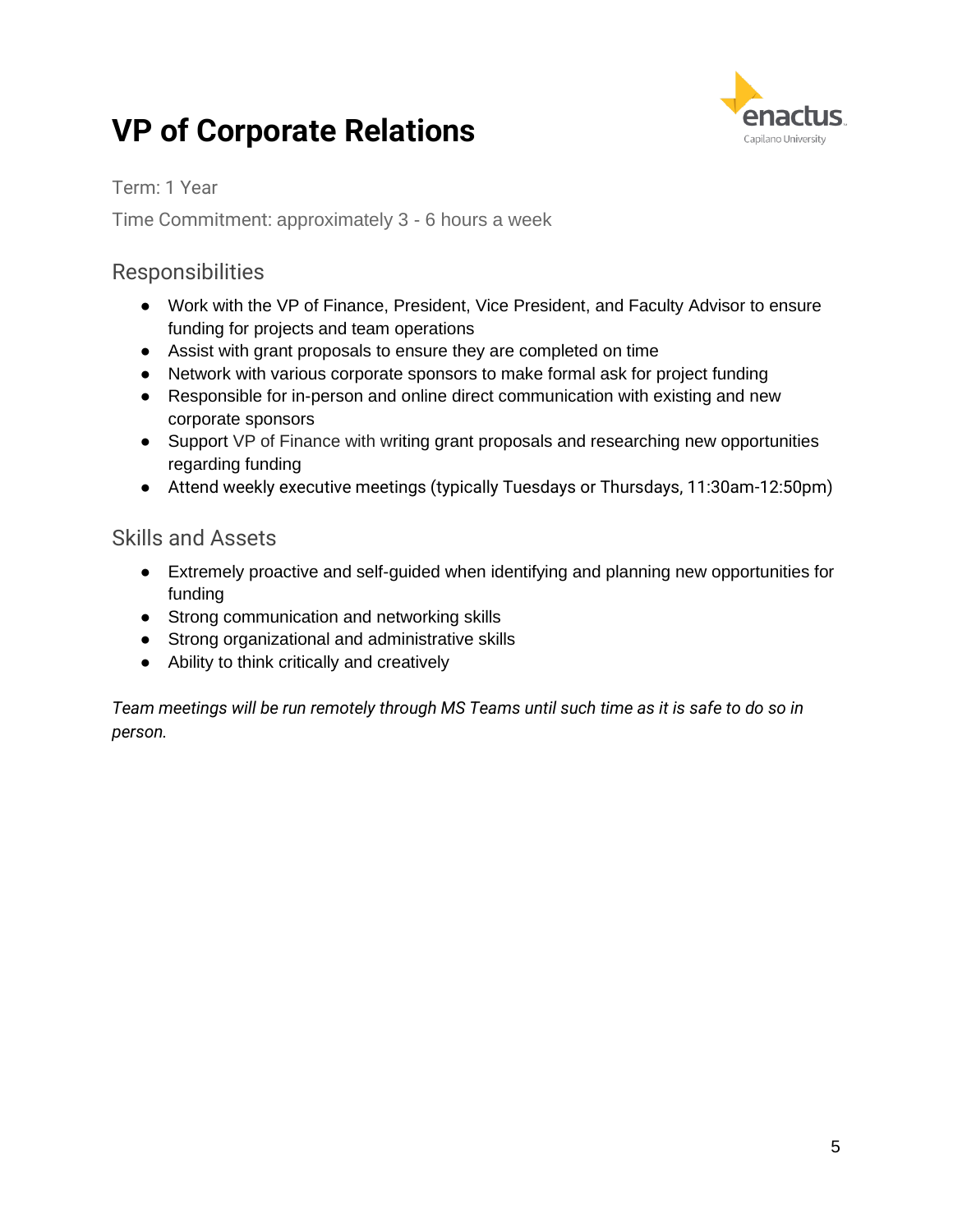# VP of Corporate Relations

Term: 1 Year

Time Commitment: approximately 3 - 6 hours a week

## Responsibilities

- Work with the VP of Finance, President, Vice President, and Faculty Advisor to ensure funding for projects and team operations
- Assist with grant proposals to ensure they are completed on time
- Network with various corporate sponsors to make formal ask for project funding
- Responsible for in-person and online direct communication with existing and new corporate sponsors
- Support VP of Finance with writing grant proposals and researching new opportunities regarding funding
- Attend weekly executive meetings (typically Tuesdays or Thursdays, 11:30am-12:50pm)

## Skills and Assets

- Extremely proactive and self-guided when identifying and planning new opportunities for funding
- Strong communication and networking skills
- Strong organizational and administrative skills
- Ability to think critically and creatively

*Team meetings will be run remotely through MS Teams until such time as it is safe to do so in person.*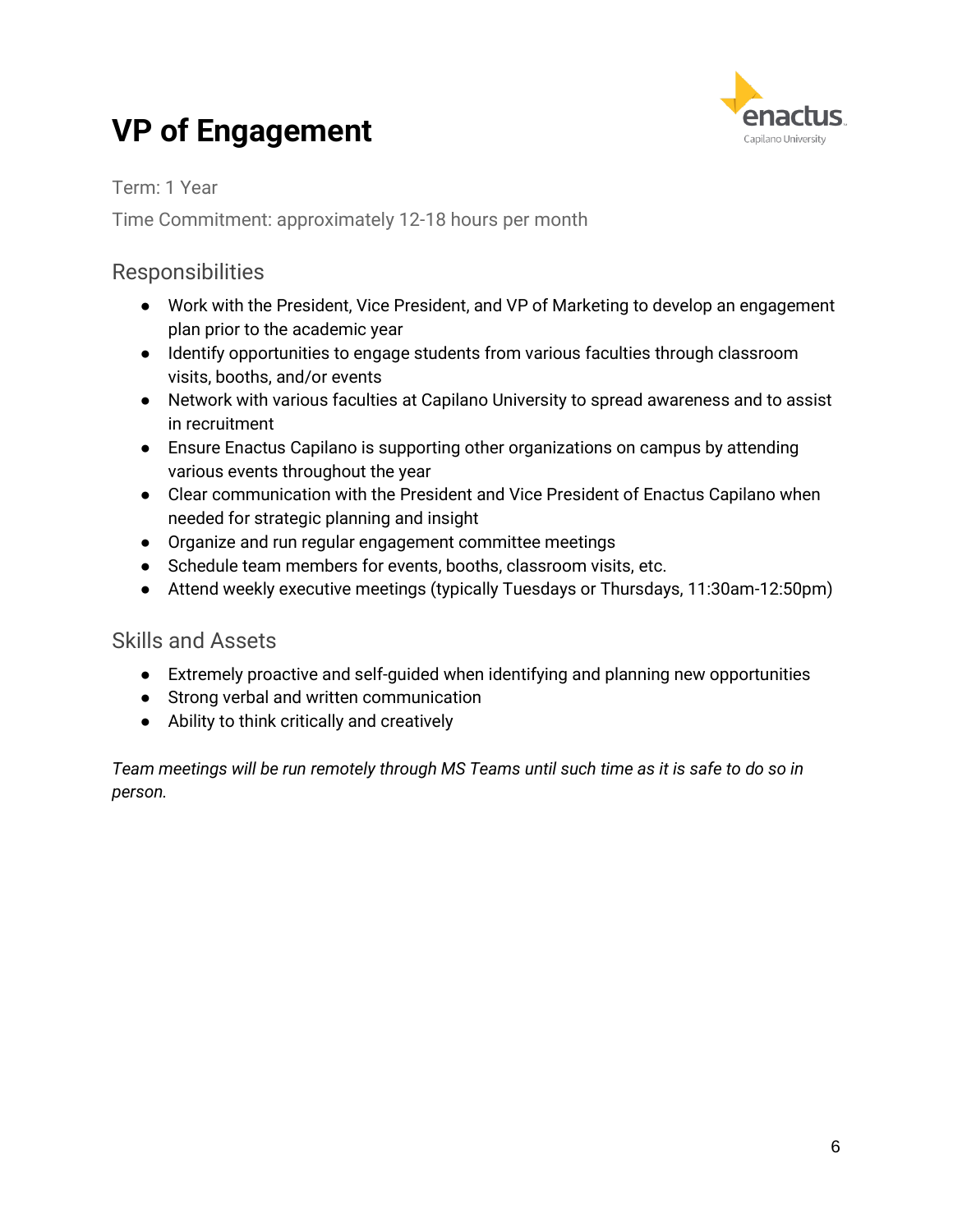# VP of Engagement

Term: 1 Year

Time Commitment: approximately 12-18 hours per month

## Responsibilities

- Work with the President, Vice President, and VP of Marketing to develop an engagement plan prior to the academic year
- Identify opportunities to engage students from various faculties through classroom visits, booths, and/or events
- Network with various faculties at Capilano University to spread awareness and to assist in recruitment
- Ensure Enactus Capilano is supporting other organizations on campus by attending various events throughout the year
- Clear communication with the President and Vice President of Enactus Capilano when needed for strategic planning and insight
- Organize and run regular engagement committee meetings
- Schedule team members for events, booths, classroom visits, etc.
- Attend weekly executive meetings (typically Tuesdays or Thursdays, 11:30am-12:50pm)

## Skills and Assets

- Extremely proactive and self-guided when identifying and planning new opportunities
- Strong verbal and written communication
- Ability to think critically and creatively

*Team meetings will be run remotely through MS Teams until such time as it is safe to do so in person.*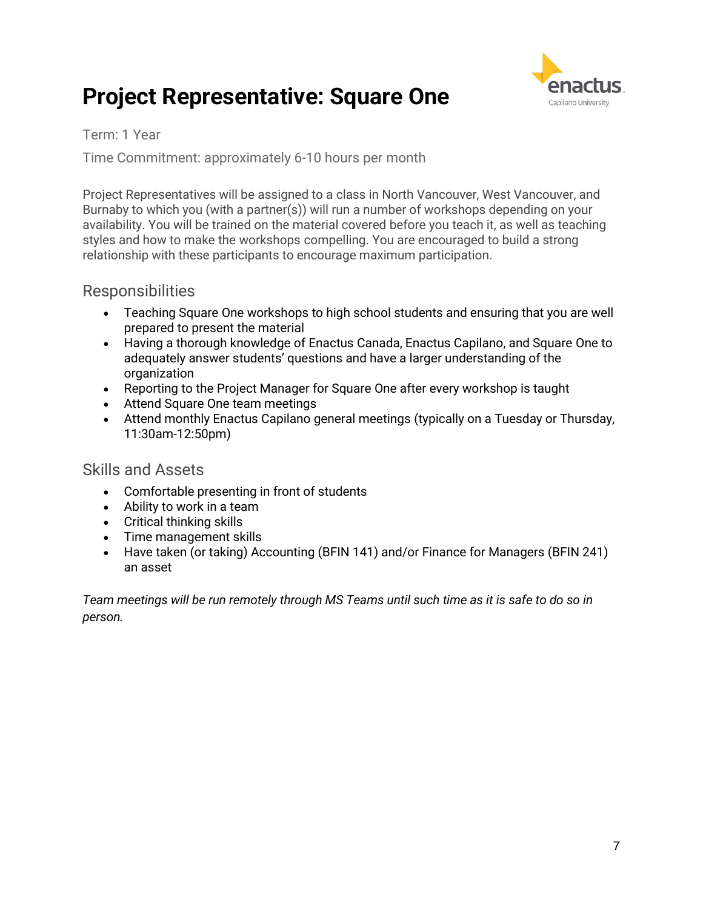# Project Representative: Square One

Term: 1 Year

Time Commitment: approximately 6-10 hours per month

Project Representatives will be assigned to a class in North Vancouver, West Vancouver, and Burnaby to which you (with a partner(s)) will run a number of workshops depending on your availability. You will be trained on the material covered before you teach it, as well as teaching styles and how to make the workshops compelling. You are encouraged to build a strong relationship with these participants to encourage maximum participation.

## Responsibilities

- Teaching Square One workshops to high school students and ensuring that you are well prepared to present the material
- Having a thorough knowledge of Enactus Canada, Enactus Capilano, and Square One to adequately answer students' questions and have a larger understanding of the organization
- Reporting to the Project Manager for Square One after every workshop is taught
- Attend Square One team meetings
- Attend monthly Enactus Capilano general meetings (typically on a Tuesday or Thursday, 11:30am-12:50pm)

## Skills and Assets

- Comfortable presenting in front of students
- Ability to work in a team
- Critical thinking skills
- Time management skills
- Have taken (or taking) Accounting (BFIN 141) and/or Finance for Managers (BFIN 241) an asset

*Team meetings will be run remotely through MS Teams until such time as it is safe to do so in person.*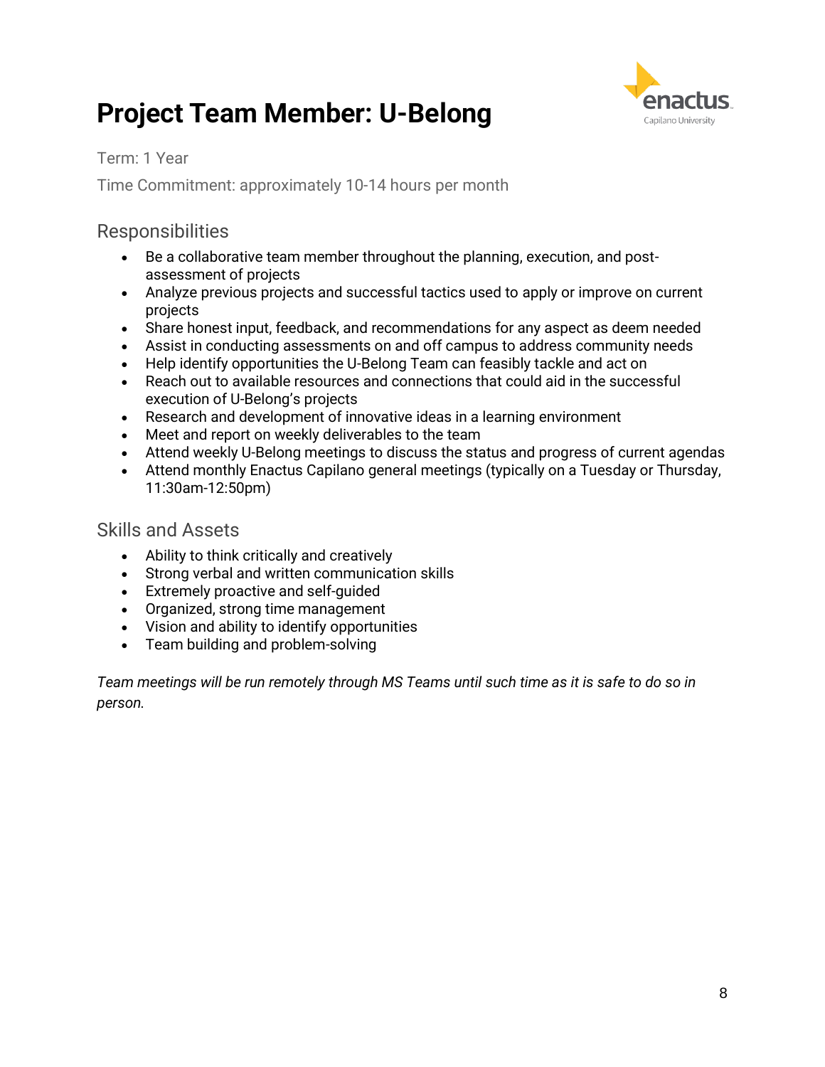# Project Team Member: U-Belong

Term: 1 Year

Time Commitment: approximately 10-14 hours per month

## Responsibilities

- Be a collaborative team member throughout the planning, execution, and post-assessment of projects
- Analyze previous projects and successful tactics used to apply or improve on current projects
- Share honest input, feedback, and recommendations for any aspect as deem needed
- Assist in conducting assessments on and off campus to address community needs
- Help identify opportunities the U-Belong Team can feasibly tackle and act on
- Reach out to available resources and connections that could aid in the successful execution of U-Belong's projects
- Research and development of innovative ideas in a learning environment
- Meet and report on weekly deliverables to the team
- Attend weekly U-Belong meetings to discuss the status and progress of current agendas
- Attend monthly Enactus Capilano general meetings (typically on a Tuesday or Thursday, 11:30am-12:50pm)

## Skills and Assets

- Ability to think critically and creatively
- Strong verbal and written communication skills
- Extremely proactive and self-guided
- Organized, strong time management
- Vision and ability to identify opportunities
- Team building and problem-solving

*Team meetings will be run remotely through MS Teams until such time as it is safe to do so in person.*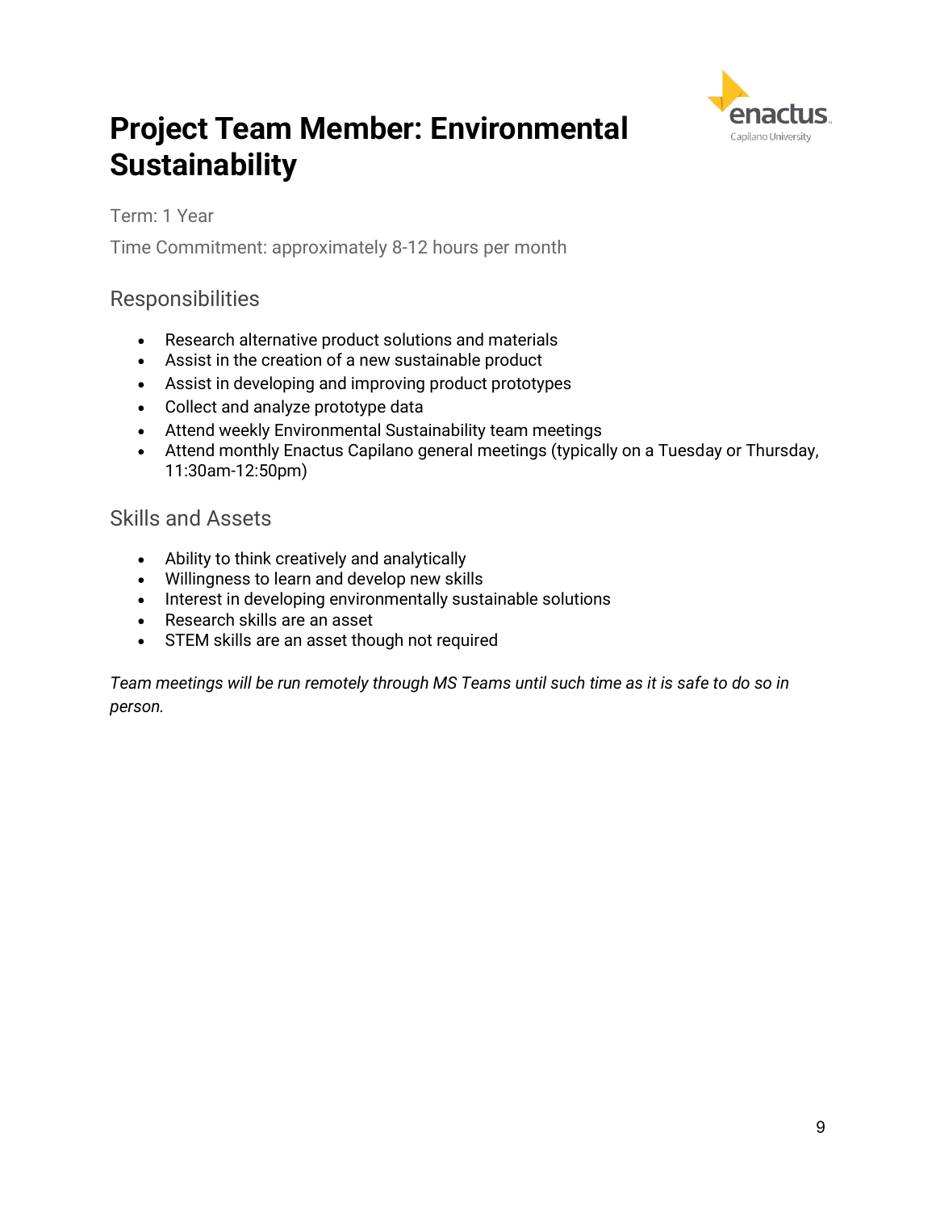# Project Team Member: Environmental Sustainability

Term: 1 Year

Time Commitment: approximately 8-12 hours per month

## Responsibilities

- Research alternative product solutions and materials
- Assist in the creation of a new sustainable product
- Assist in developing and improving product prototypes
- Collect and analyze prototype data
- Attend weekly Environmental Sustainability team meetings
- Attend monthly Enactus Capilano general meetings (typically on a Tuesday or Thursday, 11:30am-12:50pm)

## Skills and Assets

- Ability to think creatively and analytically
- Willingness to learn and develop new skills
- Interest in developing environmentally sustainable solutions
- Research skills are an asset
- STEM skills are an asset though not required

*Team meetings will be run remotely through MS Teams until such time as it is safe to do so in person.*